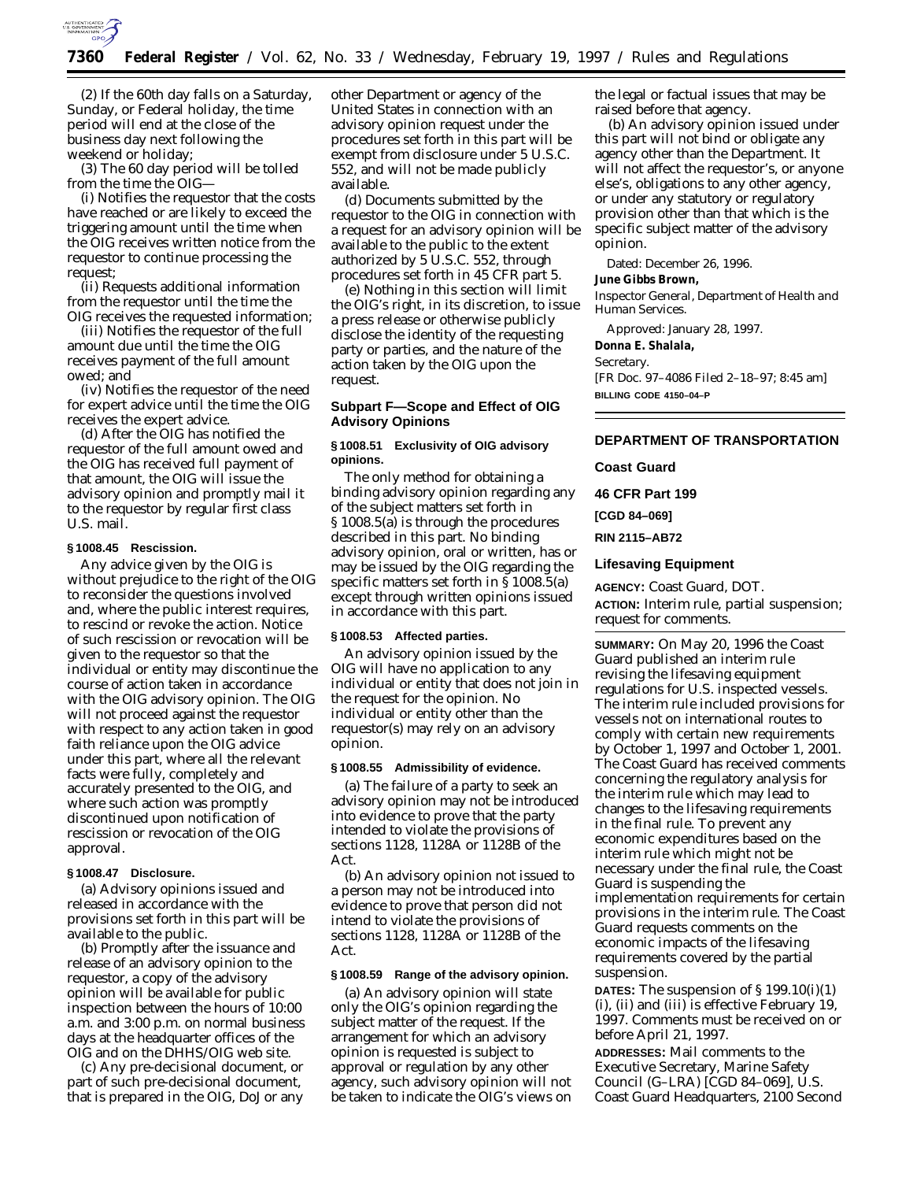(2) If the 60th day falls on a Saturday, Sunday, or Federal holiday, the time period will end at the close of the business day next following the weekend or holiday;

(3) The 60 day period will be tolled from the time the OIG—

(i) Notifies the requestor that the costs have reached or are likely to exceed the triggering amount until the time when the OIG receives written notice from the requestor to continue processing the request;

(ii) Requests additional information from the requestor until the time the OIG receives the requested information;

(iii) Notifies the requestor of the full amount due until the time the OIG receives payment of the full amount owed; and

(iv) Notifies the requestor of the need for expert advice until the time the OIG receives the expert advice.

(d) After the OIG has notified the requestor of the full amount owed and the OIG has received full payment of that amount, the OIG will issue the advisory opinion and promptly mail it to the requestor by regular first class U.S. mail.

**§ 1008.45 Rescission.**

Any advice given by the OIG is without prejudice to the right of the OIG to reconsider the questions involved and, where the public interest requires, to rescind or revoke the action. Notice of such rescission or revocation will be given to the requestor so that the individual or entity may discontinue the course of action taken in accordance with the OIG advisory opinion. The OIG will not proceed against the requestor with respect to any action taken in good faith reliance upon the OIG advice under this part, where all the relevant facts were fully, completely and accurately presented to the OIG, and where such action was promptly discontinued upon notification of rescission or revocation of the OIG approval.

**§ 1008.47 Disclosure.**

(a) Advisory opinions issued and released in accordance with the provisions set forth in this part will be available to the public.

(b) Promptly after the issuance and release of an advisory opinion to the requestor, a copy of the advisory opinion will be available for public inspection between the hours of 10:00 a.m. and 3:00 p.m. on normal business days at the headquarter offices of the OIG and on the DHHS/OIG web site.

(c) Any pre-decisional document, or part of such pre-decisional document, that is prepared in the OIG, DoJ or any other Department or agency of the United States in connection with an advisory opinion request under the procedures set forth in this part will be exempt from disclosure under 5 U.S.C. 552, and will not be made publicly available.

(d) Documents submitted by the requestor to the OIG in connection with a request for an advisory opinion will be available to the public to the extent authorized by 5 U.S.C. 552, through procedures set forth in 45 CFR part 5.

(e) Nothing in this section will limit the OIG's right, in its discretion, to issue a press release or otherwise publicly disclose the identity of the requesting party or parties, and the nature of the action taken by the OIG upon the request.

## Subpart F—Scope and Effect of OIG Advisory Opinions

**§ 1008.51 Exclusivity of OIG advisory opinions.**

The only method for obtaining a binding advisory opinion regarding any of the subject matters set forth in § 1008.5(a) is through the procedures described in this part. No binding advisory opinion, oral or written, has or may be issued by the OIG regarding the specific matters set forth in § 1008.5(a) except through written opinions issued in accordance with this part.

**§ 1008.53 Affected parties.**

An advisory opinion issued by the OIG will have no application to any individual or entity that does not join in the request for the opinion. No individual or entity other than the requestor(s) may rely on an advisory opinion.

**§ 1008.55 Admissibility of evidence.**

(a) The failure of a party to seek an advisory opinion may not be introduced into evidence to prove that the party intended to violate the provisions of sections 1128, 1128A or 1128B of the Act.

(b) An advisory opinion not issued to a person may not be introduced into evidence to prove that person did not intend to violate the provisions of sections 1128, 1128A or 1128B of the Act.

**§ 1008.59 Range of the advisory opinion.**

(a) An advisory opinion will state only the OIG's opinion regarding the subject matter of the request. If the arrangement for which an advisory opinion is requested is subject to approval or regulation by any other agency, such advisory opinion will not be taken to indicate the OIG's views on the legal or factual issues that may be raised before that agency.

(b) An advisory opinion issued under this part will not bind or obligate any agency other than the Department. It will not affect the requestor's, or anyone else's, obligations to any other agency, or under any statutory or regulatory provision other than that which is the specific subject matter of the advisory opinion.

Dated: December 26, 1996.

**June Gibbs Brown,**

*Inspector General, Department of Health and Human Services.*

Approved: January 28, 1997.

**Donna E. Shalala,**

*Secretary.*

[FR Doc. 97–4086 Filed 2–18–97; 8:45 am]

**BILLING CODE 4150–04–P**

---

# DEPARTMENT OF TRANSPORTATION

## Coast Guard

## 46 CFR Part 199

**[CGD 84–069]**

**RIN 2115–AB72**

## Lifesaving Equipment

**AGENCY:** Coast Guard, DOT.

**ACTION:** Interim rule, partial suspension; request for comments.

**SUMMARY:** On May 20, 1996 the Coast Guard published an interim rule revising the lifesaving equipment regulations for U.S. inspected vessels. The interim rule included provisions for vessels not on international routes to comply with certain new requirements by October 1, 1997 and October 1, 2001. The Coast Guard has received comments concerning the regulatory analysis for the interim rule which may lead to changes to the lifesaving requirements in the final rule. To prevent any economic expenditures based on the interim rule which might not be necessary under the final rule, the Coast Guard is suspending the implementation requirements for certain provisions in the interim rule. The Coast Guard requests comments on the economic impacts of the lifesaving requirements covered by the partial suspension.

**DATES:** The suspension of § 199.10(i)(1) (i), (ii) and (iii) is effective February 19, 1997. Comments must be received on or before April 21, 1997.

**ADDRESSES:** Mail comments to the Executive Secretary, Marine Safety Council (G–LRA) [CGD 84–069], U.S. Coast Guard Headquarters, 2100 Second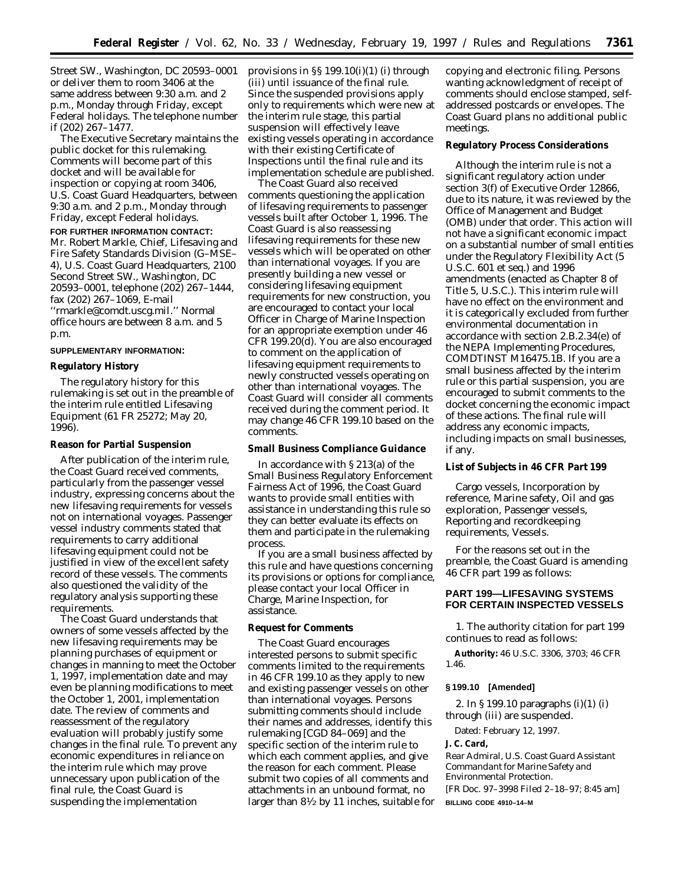Street SW., Washington, DC 20593–0001 or deliver them to room 3406 at the same address between 9:30 a.m. and 2 p.m., Monday through Friday, except Federal holidays. The telephone number if (202) 267–1477.

The Executive Secretary maintains the public docket for this rulemaking. Comments will become part of this docket and will be available for inspection or copying at room 3406, U.S. Coast Guard Headquarters, between 9:30 a.m. and 2 p.m., Monday through Friday, except Federal holidays.

**FOR FURTHER INFORMATION CONTACT:** Mr. Robert Markle, Chief, Lifesaving and Fire Safety Standards Division (G–MSE–4), U.S. Coast Guard Headquarters, 2100 Second Street SW., Washington, DC 20593–0001, telephone (202) 267–1444, fax (202) 267–1069, E-mail ''rmarkle@comdt.uscg.mil.'' Normal office hours are between 8 a.m. and 5 p.m.

**SUPPLEMENTARY INFORMATION:**

**Regulatory History**

The regulatory history for this rulemaking is set out in the preamble of the interim rule entitled Lifesaving Equipment (61 FR 25272; May 20, 1996).

**Reason for Partial Suspension**

After publication of the interim rule, the Coast Guard received comments, particularly from the passenger vessel industry, expressing concerns about the new lifesaving requirements for vessels not on international voyages. Passenger vessel industry comments stated that requirements to carry additional lifesaving equipment could not be justified in view of the excellent safety record of these vessels. The comments also questioned the validity of the regulatory analysis supporting these requirements.

The Coast Guard understands that owners of some vessels affected by the new lifesaving requirements may be planning purchases of equipment or changes in manning to meet the October 1, 1997, implementation date and may even be planning modifications to meet the October 1, 2001, implementation date. The review of comments and reassessment of the regulatory evaluation will probably justify some changes in the final rule. To prevent any economic expenditures in reliance on the interim rule which may prove unnecessary upon publication of the final rule, the Coast Guard is suspending the implementation provisions in §§ 199.10(i)(1) (i) through (iii) until issuance of the final rule. Since the suspended provisions apply only to requirements which were new at the interim rule stage, this partial suspension will effectively leave existing vessels operating in accordance with their existing Certificate of Inspections until the final rule and its implementation schedule are published.

The Coast Guard also received comments questioning the application of lifesaving requirements to passenger vessels built after October 1, 1996. The Coast Guard is also reassessing lifesaving requirements for these new vessels which will be operated on other than international voyages. If you are presently building a new vessel or considering lifesaving equipment requirements for new construction, you are encouraged to contact your local Officer in Charge of Marine Inspection for an appropriate exemption under 46 CFR 199.20(d). You are also encouraged to comment on the application of lifesaving equipment requirements to newly constructed vessels operating on other than international voyages. The Coast Guard will consider all comments received during the comment period. It may change 46 CFR 199.10 based on the comments.

**Small Business Compliance Guidance**

In accordance with § 213(a) of the Small Business Regulatory Enforcement Fairness Act of 1996, the Coast Guard wants to provide small entities with assistance in understanding this rule so they can better evaluate its effects on them and participate in the rulemaking process.

If you are a small business affected by this rule and have questions concerning its provisions or options for compliance, please contact your local Officer in Charge, Marine Inspection, for assistance.

**Request for Comments**

The Coast Guard encourages interested persons to submit specific comments limited to the requirements in 46 CFR 199.10 as they apply to new and existing passenger vessels on other than international voyages. Persons submitting comments should include their names and addresses, identify this rulemaking [CGD 84–069] and the specific section of the interim rule to which each comment applies, and give the reason for each comment. Please submit two copies of all comments and attachments in an unbound format, no larger than 8½ by 11 inches, suitable for copying and electronic filing. Persons wanting acknowledgment of receipt of comments should enclose stamped, self-addressed postcards or envelopes. The Coast Guard plans no additional public meetings.

**Regulatory Process Considerations**

Although the interim rule is not a significant regulatory action under section 3(f) of Executive Order 12866, due to its nature, it was reviewed by the Office of Management and Budget (OMB) under that order. This action will not have a significant economic impact on a substantial number of small entities under the Regulatory Flexibility Act (5 U.S.C. 601 et seq.) and 1996 amendments (enacted as Chapter 8 of Title 5, U.S.C.). This interim rule will have no effect on the environment and it is categorically excluded from further environmental documentation in accordance with section 2.B.2.34(e) of the NEPA Implementing Procedures, COMDTINST M16475.1B. If you are a small business affected by the interim rule or this partial suspension, you are encouraged to submit comments to the docket concerning the economic impact of these actions. The final rule will address any economic impacts, including impacts on small businesses, if any.

**List of Subjects in 46 CFR Part 199**

Cargo vessels, Incorporation by reference, Marine safety, Oil and gas exploration, Passenger vessels, Reporting and recordkeeping requirements, Vessels.

For the reasons set out in the preamble, the Coast Guard is amending 46 CFR part 199 as follows:

## PART 199—LIFESAVING SYSTEMS FOR CERTAIN INSPECTED VESSELS

1. The authority citation for part 199 continues to read as follows:

**Authority:** 46 U.S.C. 3306, 3703; 46 CFR 1.46.

**§ 199.10 [Amended]**

2. In § 199.10 paragraphs (i)(1) (i) through (iii) are suspended.

Dated: February 12, 1997.

**J. C. Card,**

*Rear Admiral, U.S. Coast Guard Assistant Commandant for Marine Safety and Environmental Protection.*

[FR Doc. 97–3998 Filed 2–18–97; 8:45 am]

**BILLING CODE 4910–14–M**